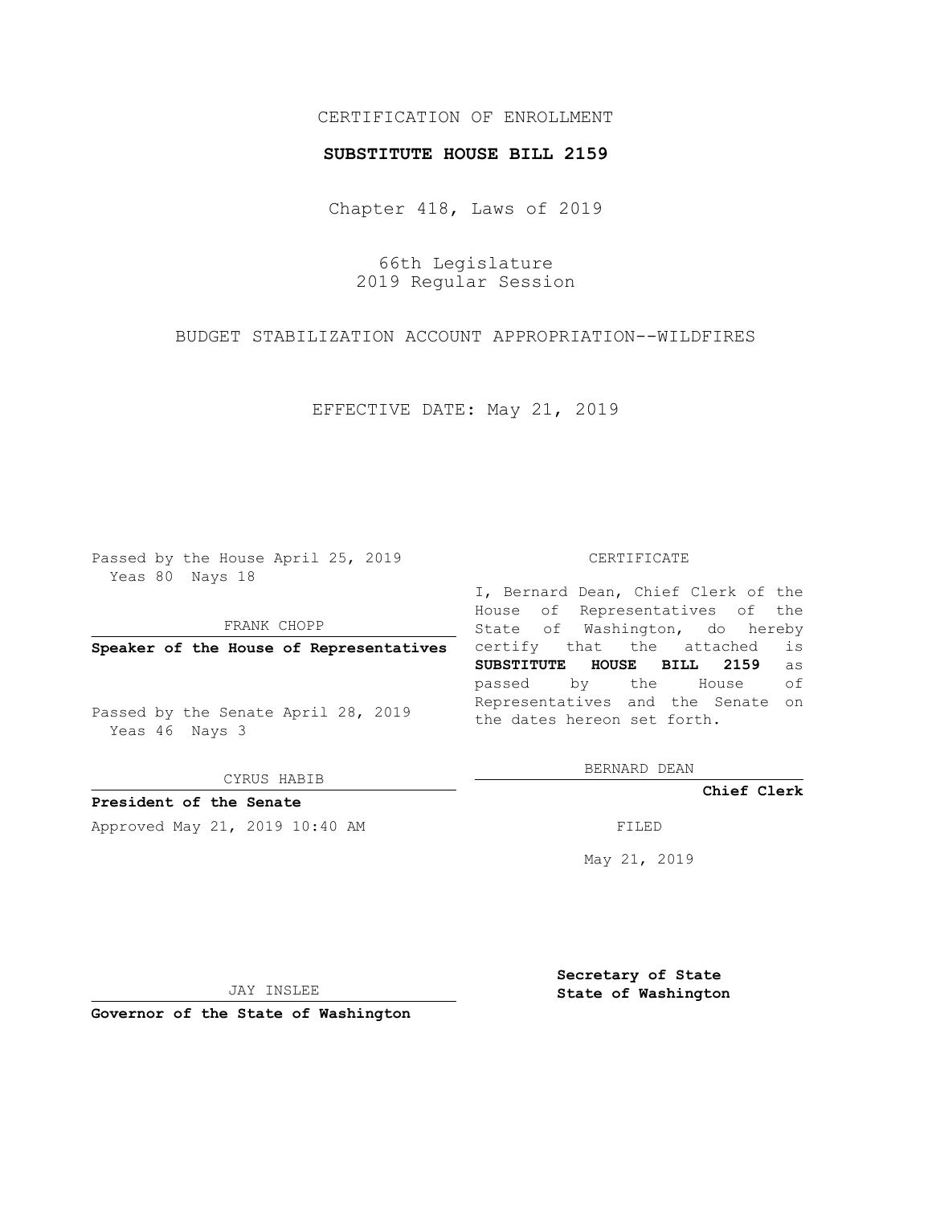CERTIFICATION OF ENROLLMENT

**SUBSTITUTE HOUSE BILL 2159**

Chapter 418, Laws of 2019

66th Legislature
2019 Regular Session

BUDGET STABILIZATION ACCOUNT APPROPRIATION--WILDFIRES

EFFECTIVE DATE: May 21, 2019

Passed by the House April 25, 2019
Yeas 80 Nays 18

FRANK CHOPP

**Speaker of the House of Representatives**

Passed by the Senate April 28, 2019
Yeas 46 Nays 3

CYRUS HABIB

**President of the Senate**

Approved May 21, 2019 10:40 AM

JAY INSLEE

**Governor of the State of Washington**

CERTIFICATE

I, Bernard Dean, Chief Clerk of the House of Representatives of the State of Washington, do hereby certify that the attached is **SUBSTITUTE HOUSE BILL 2159** as passed by the House of Representatives and the Senate on the dates hereon set forth.

BERNARD DEAN

**Chief Clerk**

FILED

May 21, 2019

**Secretary of State**
**State of Washington**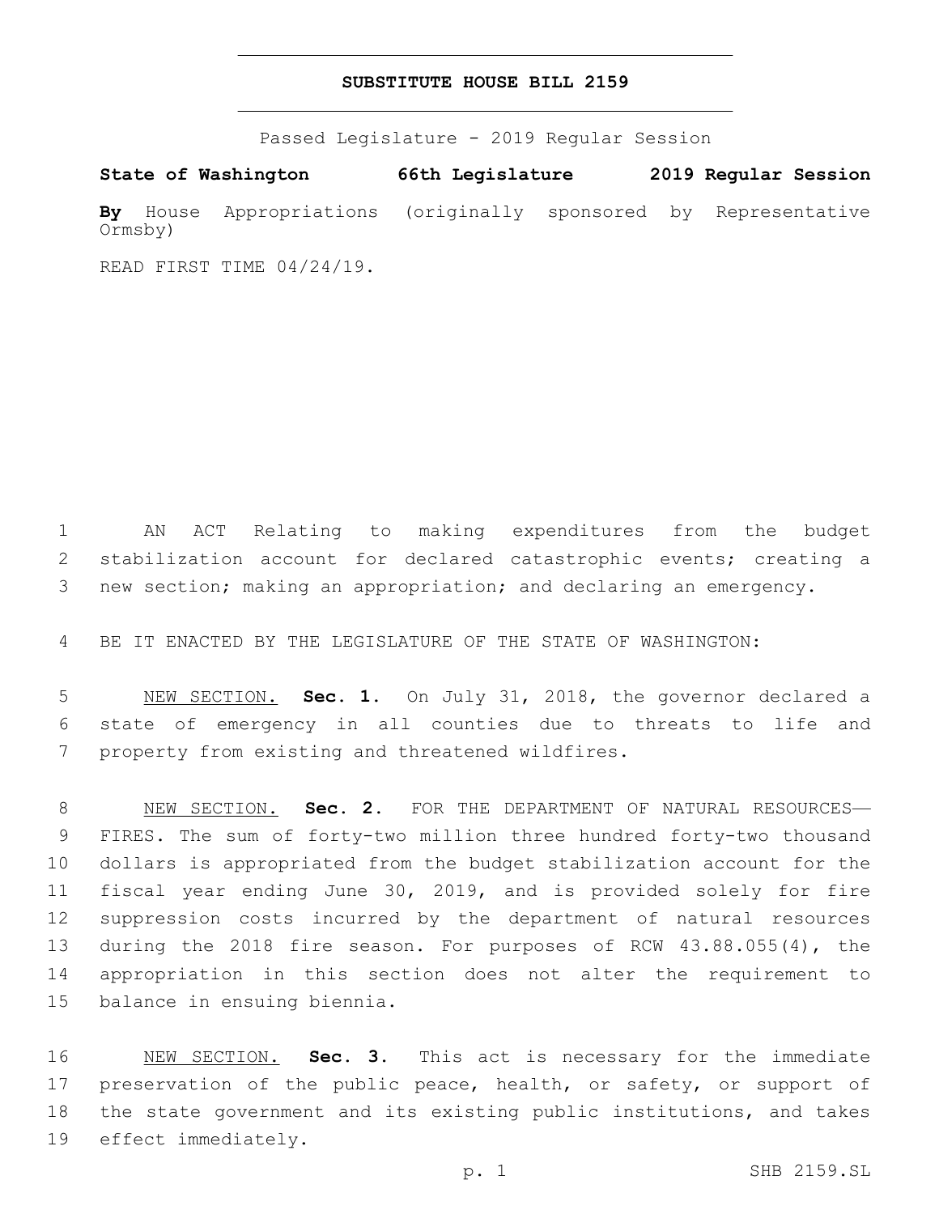# SUBSTITUTE HOUSE BILL 2159

Passed Legislature - 2019 Regular Session

**State of Washington 66th Legislature 2019 Regular Session**

**By** House Appropriations (originally sponsored by Representative Ormsby)

READ FIRST TIME 04/24/19.

AN ACT Relating to making expenditures from the budget stabilization account for declared catastrophic events; creating a new section; making an appropriation; and declaring an emergency.

BE IT ENACTED BY THE LEGISLATURE OF THE STATE OF WASHINGTON:

NEW SECTION. **Sec. 1.** On July 31, 2018, the governor declared a state of emergency in all counties due to threats to life and property from existing and threatened wildfires.

NEW SECTION. **Sec. 2.** FOR THE DEPARTMENT OF NATURAL RESOURCES—FIRES. The sum of forty-two million three hundred forty-two thousand dollars is appropriated from the budget stabilization account for the fiscal year ending June 30, 2019, and is provided solely for fire suppression costs incurred by the department of natural resources during the 2018 fire season. For purposes of RCW 43.88.055(4), the appropriation in this section does not alter the requirement to balance in ensuing biennia.

NEW SECTION. **Sec. 3.** This act is necessary for the immediate preservation of the public peace, health, or safety, or support of the state government and its existing public institutions, and takes effect immediately.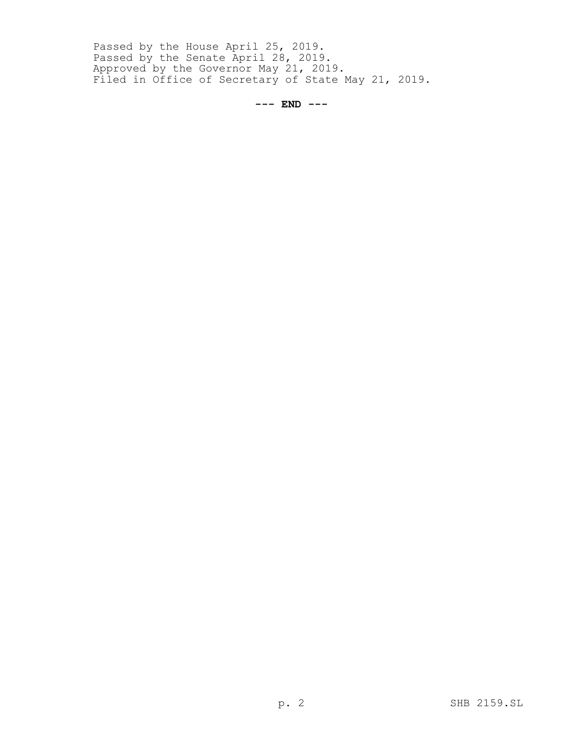Passed by the House April 25, 2019.
Passed by the Senate April 28, 2019.
Approved by the Governor May 21, 2019.
Filed in Office of Secretary of State May 21, 2019.

**--- END ---**